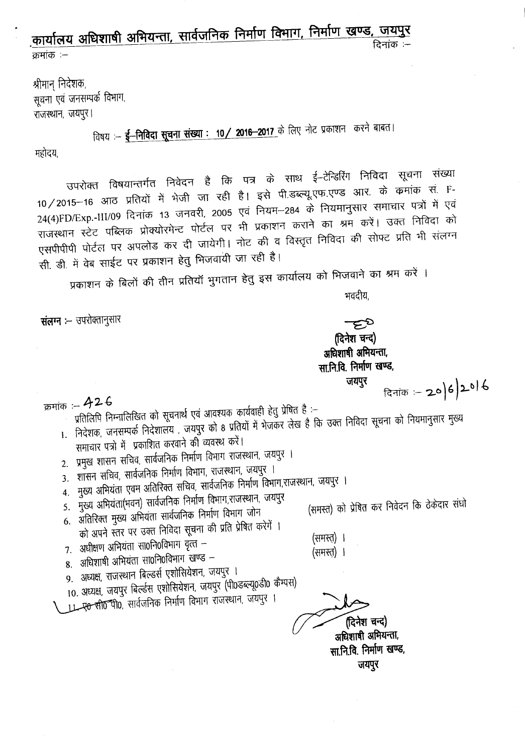# कार्यालय अधिशाषी अभियन्ता, सार्वजनिक निर्माण विभाग, निर्माण खण्ड, जयपुर

क्रमांक :- दिनांक :-

श्रीमान् निदेशक,
सूचना एवं जनसम्पर्क विभाग,
राजस्थान, जयपुर।

विषय :- **ई-निविदा सूचना संख्या : 10/ 2016-2017** के लिए नोट प्रकाशन करने बाबत।

महोदय,

उपरोक्त विषयान्तर्गत निवेदन है कि पत्र के साथ ई-टेन्डिरिंग निविदा सूचना संख्या 10/2015-16 आठ प्रतियों में भेजी जा रही है। इसे पी.डब्ल्यू.एफ.एण्ड आर. के क्रमांक सं. F-24(4)FD/Exp.-III/09 दिनांक 13 जनवरी, 2005 एवं नियम-284 के नियमानुसार समाचार पत्रों में एवं राजस्थान स्टेट पब्लिक प्रोक्योरमेन्ट पोर्टल पर भी प्रकाशन कराने का श्रम करें। उक्त निविदा को एसपीपीपी पोर्टल पर अपलोड कर दी जायेगी। नोट की व विस्तृत निविदा की सोफ्ट प्रति भी संलग्न सी. डी. में वेब साईट पर प्रकाशन हेतु भिजवायी जा रही है।

प्रकाशन के बिलों की तीन प्रतियॉ भुगतान हेतु इस कार्यालय को भिजवाने का श्रम करें ।

भवदीय,

**संलग्न** :- उपरोक्तानुसार

**(दिनेश चन्द)**
**अधिशाषी अभियन्ता,**
**सा.नि.वि. निर्माण खण्ड,**
**जयपुर**

क्रमांक :- 426 दिनांक :- 20/6/2016

प्रतिलिपि निम्नालिखित को सूचनार्थ एवं आवश्यक कार्यवाही हेतु प्रेषित है :-

1. निदेशक, जनसम्पर्क निदेशालय , जयपुर को 8 प्रतियों में भेजकर लेख है कि उक्त निविदा सूचना को नियमानुसार मुख्य समाचार पत्रो में प्रकाशित करवाने की व्यवस्थ करें।
2. प्रमुख शासन सचिव, सार्वजनिक निर्माण विभाग राजस्थान, जयपुर ।
3. शासन सचिव, सार्वजनिक निर्माण विभाग, राजस्थान, जयपुर ।
4. मुख्य अभियंता एवम अतिरिक्त सचिव, सार्वजनिक निर्माण विभाग,राजस्थान, जयपुर ।
5. मुख्य अभियंता(भवन) सार्वजनिक निर्माण विभाग,राजस्थान, जयपुर
6. अतिरिक्त मुख्य अभियंता सार्वजनिक निर्माण विभाग जोन (समस्त) को प्रेषित कर निवेदन कि ठेकेदार संघो को अपने स्तर पर उक्त निविदा सूचना की प्रति प्रेषित करेगें ।
7. अधीक्षण अभियंता सा0नि0विभाग वृत्त - (समस्त) ।
8. अधिशाषी अभियंता सा0नि0विभाग खण्ड - (समस्त) ।
9. अध्यक्ष, राजस्थान बिल्डर्स एशोसियेशन, जयपुर ।
10. अध्यक्ष, जयपुर बिल्डर्स एशोसियेशन, जयपुर (पी0डब्ल्यू0डी0 कैम्पस)
11. ए0 सी0 पी0, सार्वजनिक निर्माण विभाग राजस्थान, जयपुर ।

**(दिनेश चन्द)**
**अधिशाषी अभियन्ता,**
**सा.नि.वि. निर्माण खण्ड,**
**जयपुर**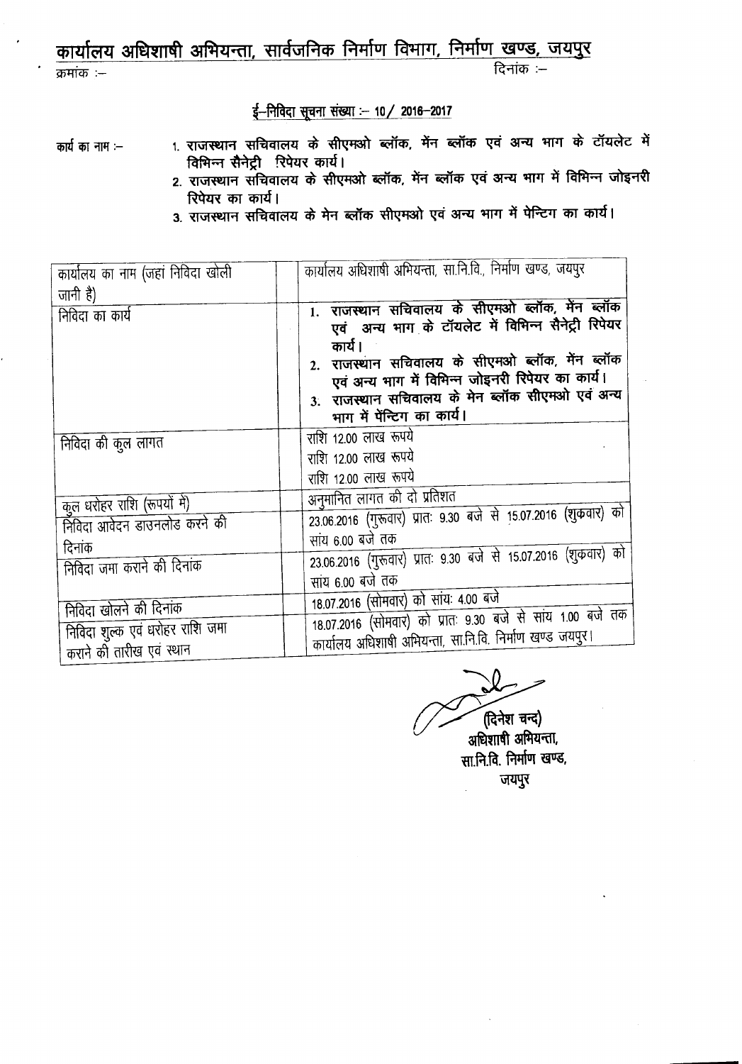# कार्यालय अधिशाषी अभियन्ता, सार्वजनिक निर्माण विभाग, निर्माण खण्ड, जयपुर

क्रमांक :— दिनांक :—

## ई—निविदा सूचना संख्या :— 10 / 2016—2017

कार्य का नाम :—

1. राजस्थान सचिवालय के सीएमओ ब्लॉक, मेंन ब्लॉक एवं अन्य भाग के टॉयलेट में विभिन्न सैनेट्री रिपेयर कार्य।
2. राजस्थान सचिवालय के सीएमओ ब्लॉक, मेंन ब्लॉक एवं अन्य भाग में विभिन्न जोइनरी रिपेयर का कार्य।
3. राजस्थान सचिवालय के मेन ब्लॉक सीएमओ एवं अन्य भाग में पेन्टिग का कार्य।

| कार्यालय का नाम (जहां निविदा खोली जानी है) | कार्यालय अधिशाषी अभियन्ता, सा.नि.वि., निर्माण खण्ड, जयपुर |
|---|---|
| निविदा का कार्य | 1. राजस्थान सचिवालय के सीएमओ ब्लॉक, मेंन ब्लॉक एवं अन्य भाग के टॉयलेट में विभिन्न सैनेट्री रिपेयर कार्य। 2. राजस्थान सचिवालय के सीएमओ ब्लॉक, मेंन ब्लॉक एवं अन्य भाग में विभिन्न जोइनरी रिपेयर का कार्य। 3. राजस्थान सचिवालय के मेन ब्लॉक सीएमओ एवं अन्य भाग में पेंन्टिग का कार्य। |
| निविदा की कुल लागत | राशि 12.00 लाख रूपये<br>राशि 12.00 लाख रूपये<br>राशि 12.00 लाख रूपये |
| कुल धरोहर राशि (रूपयों में) | अनुमानित लागत की दो प्रतिशत |
| निविदा आवेदन डाउनलोड करने की दिनांक | 23.06.2016 (गुरूवार) प्रातः 9.30 बजे से 15.07.2016 (शुकवार) को सांय 6.00 बजे तक |
| निविदा जमा कराने की दिनांक | 23.06.2016 (गुरूवार) प्रातः 9.30 बजे से 15.07.2016 (शुकवार) को सांय 6.00 बजे तक |
| निविदा खोलने की दिनांक | 18.07.2016 (सोमवार) को सांयः 4.00 बजे |
| निविदा शुल्क एवं धरोहर राशि जमा कराने की तारीख एवं स्थान | 18.07.2016 (सोमवार) को प्रातः 9.30 बजे से सांय 1.00 बजे तक कार्यालय अधिशाषी अभियन्ता, सा.नि.वि. निर्माण खण्ड जयपुर। |

(दिनेश चन्द)
अधिशाषी अभियन्ता,
सा.नि.वि. निर्माण खण्ड,
जयपुर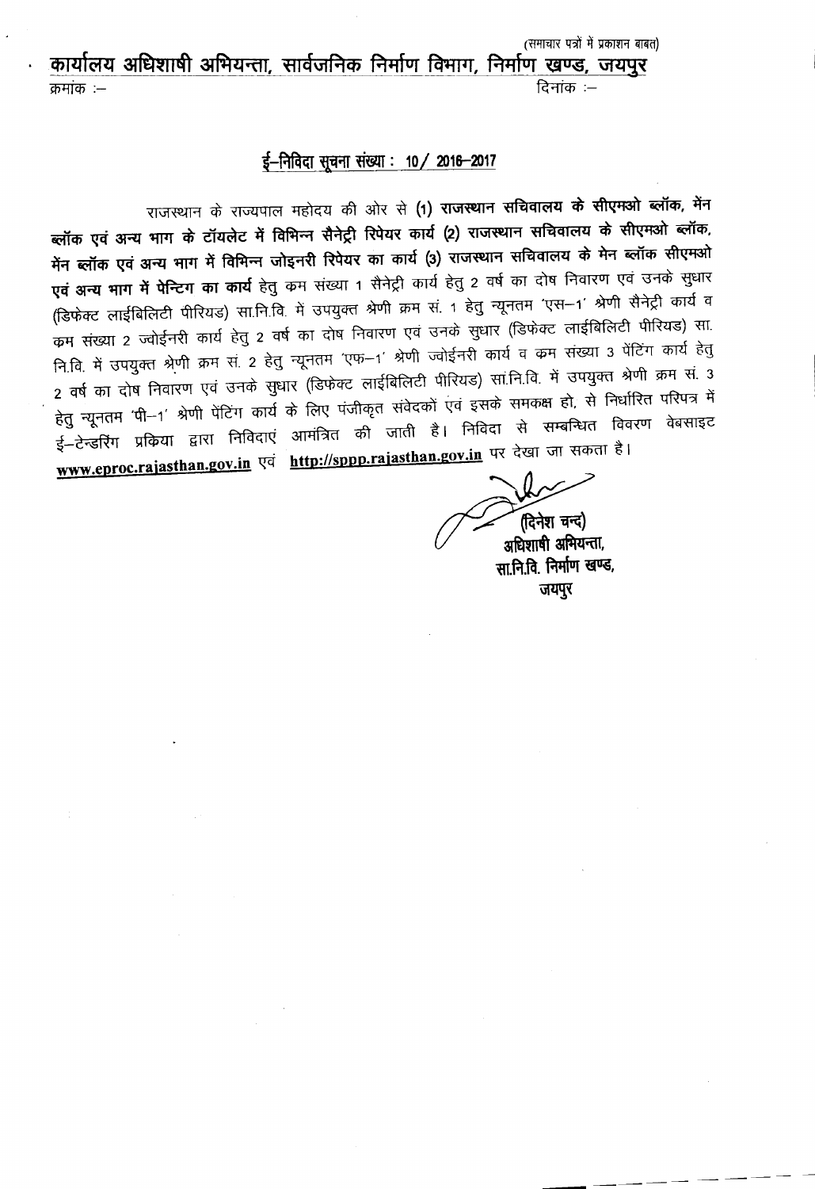(समाचार पत्रों में प्रकाशन बाबत)

## कार्यालय अधिशाषी अभियन्ता, सार्वजनिक निर्माण विभाग, निर्माण खण्ड, जयपुर

क्रमांक :– दिनांक :–

### ई–निविदा सूचना संख्या : 10/ 2016–2017

राजस्थान के राज्यपाल महोदय की ओर से **(1) राजस्थान सचिवालय के सीएमओ ब्लॉक, मेंन ब्लॉक एवं अन्य भाग के टॉयलेट में विभिन्न सैनेट्री रिपेयर कार्य (2) राजस्थान सचिवालय के सीएमओ ब्लॉक, मेंन ब्लॉक एवं अन्य भाग में विभिन्न जोइनरी रिपेयर का कार्य (3) राजस्थान सचिवालय के मेन ब्लॉक सीएमओ एवं अन्य भाग में पेन्टिग का कार्य** हेतु कम संख्या 1 सैनेट्री कार्य हेतु 2 वर्ष का दोष निवारण एवं उनके सुधार (डिफेक्ट लाईबिलिटी पीरियड) सा.नि.वि. में उपयुक्त श्रेणी क्रम सं. 1 हेतु न्यूनतम 'एस–1' श्रेणी सैनेट्री कार्य व कम संख्या 2 ज्वोईनरी कार्य हेतु 2 वर्ष का दोष निवारण एवं उनके सुधार (डिफेक्ट लाईबिलिटी पीरियड) सा. नि.वि. में उपयुक्त श्रेणी क्रम सं. 2 हेतु न्यूनतम 'एफ–1' श्रेणी ज्वोईनरी कार्य व कम संख्या 3 पेंटिंग कार्य हेतु 2 वर्ष का दोष निवारण एवं उनके सुधार (डिफेक्ट लाईबिलिटी पीरियड) सा.नि.वि. में उपयुक्त श्रेणी क्रम सं. 3 हेतु न्यूनतम 'पी–1' श्रेणी पेंटिंग कार्य के लिए पंजीकृत संवेदकों एवं इसके समकक्ष हो, से निर्धारित परिपत्र में ई–टेन्डरिंग प्रकिया द्वारा निविदाएं आमंत्रित की जाती है। निविदा से सम्बन्धित विवरण वेबसाइट **www.eproc.rajasthan.gov.in** एवं **http://sppp.rajasthan.gov.in** पर देखा जा सकता है।

(दिनेश चन्द)
अधिशाषी अभियन्ता,
सा.नि.वि. निर्माण खण्ड,
जयपुर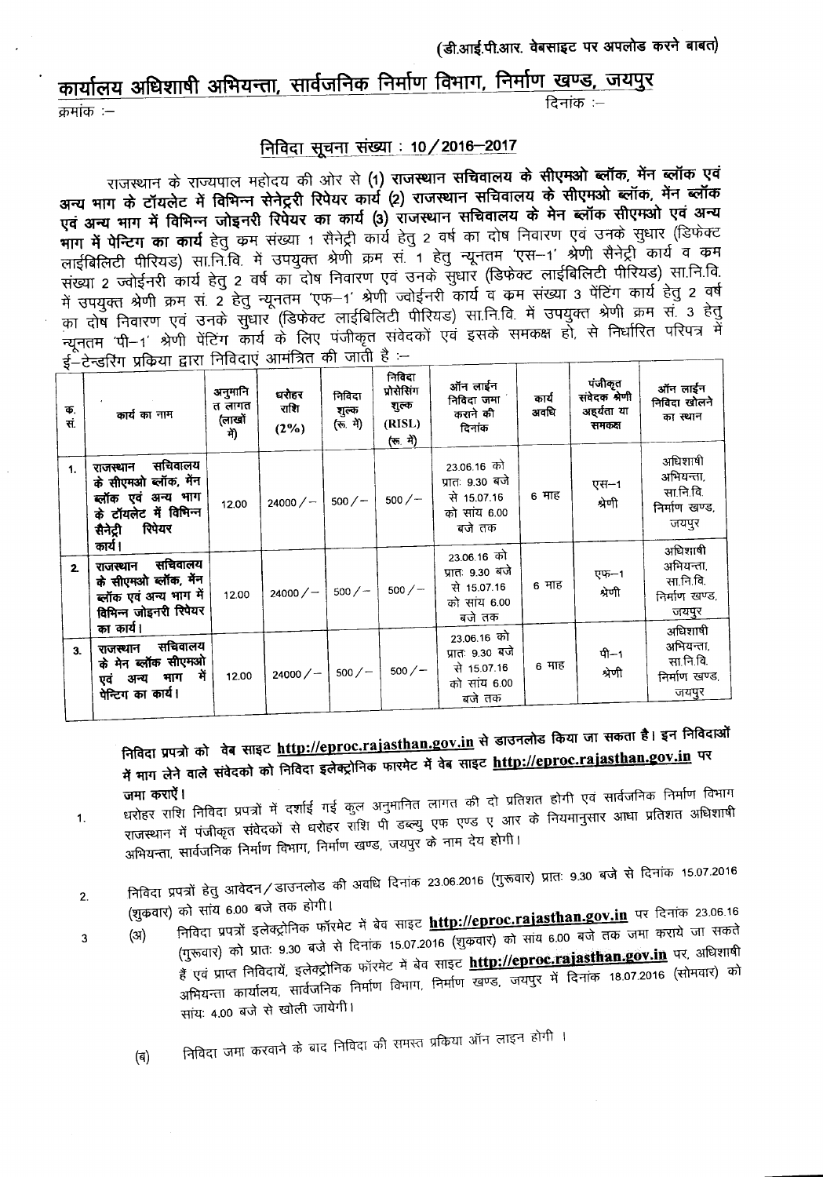(डी.आई.पी.आर. वेबसाइट पर अपलोड करने बाबत)

# कार्यालय अधिशाषी अभियन्ता, सार्वजनिक निर्माण विभाग, निर्माण खण्ड, जयपुर

क्रमांक :- दिनांक :-

## निविदा सूचना संख्या : 10/2016–2017

राजस्थान के राज्यपाल महोदय की ओर से **(1) राजस्थान सचिवालय के सीएमओ ब्लॉक, मेन ब्लॉक एवं अन्य भाग के टॉयलेट में विभिन्न सेनेट्री रिपेयर कार्य (2) राजस्थान सचिवालय के सीएमओ ब्लॉक, मेन ब्लॉक एवं अन्य भाग में विभिन्न जोइनरी रिपेयर का कार्य (3) राजस्थान सचिवालय के मेन ब्लॉक सीएमओ एवं अन्य भाग में पेन्टिग का कार्य** हेतु क्रम संख्या 1 सैनेट्री कार्य हेतु 2 वर्ष का दोष निवारण एवं उनके सुधार (डिफेक्ट लाईबिलिटी पीरियड) सा.नि.वि. में उपयुक्त श्रेणी क्रम सं. 1 हेतु न्यूनतम 'एस–1' श्रेणी सैनेट्री कार्य व क्रम संख्या 2 ज्वोईनरी कार्य हेतु 2 वर्ष का दोष निवारण एवं उनके सुधार (डिफेक्ट लाईबिलिटी पीरियड) सा.नि.वि. में उपयुक्त श्रेणी क्रम सं. 2 हेतु न्यूनतम 'एफ–1' श्रेणी ज्वोईनरी कार्य व क्रम संख्या 3 पेंटिंग कार्य हेतु 2 वर्ष का दोष निवारण एवं उनके सुधार (डिफेक्ट लाईबिलिटी पीरियड) सा.नि.वि. में उपयुक्त श्रेणी क्रम सं. 3 हेतु न्यूनतम 'पी–1' श्रेणी पेंटिंग कार्य के लिए पंजीकृत संवेदकों एवं इसके समकक्ष हो, से निर्धारित परिपत्र में ई–टेन्डरिंग प्रकिया द्वारा निविदाएं आमंत्रित की जाती है :–

| क्र. सं. | कार्य का नाम | अनुमानित लागत (लाखों में) | धरोहर राशि (2%) | निविदा शुल्क (रू. में) | निविदा प्रोसेसिंग शुल्क (RISL) (रू. में) | ऑन लाईन निविदा जमा कराने की दिनांक | कार्य अवधि | पंजीकृत संवेदक श्रेणी अर्हयता या समकक्ष | ऑन लाईन निविदा खोलने का स्थान |
|---|---|---|---|---|---|---|---|---|---|
| 1. | राजस्थान सचिवालय के सीएमओ ब्लॉक, मेन ब्लॉक एवं अन्य भाग के टॉयलेट में विभिन्न सैनेट्री रिपेयर कार्य। | 12.00 | 24000/– | 500/– | 500/– | 23.06.16 को प्रातः 9.30 बजे से 15.07.16 को सांय 6.00 बजे तक | 6 माह | एस–1 श्रेणी | अधिशाषी अभियन्ता, सा.नि.वि. निर्माण खण्ड, जयपुर |
| 2. | राजस्थान सचिवालय के सीएमओ ब्लॉक, मेन ब्लॉक एवं अन्य भाग में विभिन्न जोइनरी रिपेयर का कार्य। | 12.00 | 24000/– | 500/– | 500/– | 23.06.16 को प्रातः 9.30 बजे से 15.07.16 को सांय 6.00 बजे तक | 6 माह | एफ–1 श्रेणी | अधिशाषी अभियन्ता, सा.नि.वि. निर्माण खण्ड, जयपुर |
| 3. | राजस्थान सचिवालय के मेन ब्लॉक सीएमओ एवं अन्य भाग में पेन्टिग का कार्य। | 12.00 | 24000/– | 500/– | 500/– | 23.06.16 को प्रातः 9.30 बजे से 15.07.16 को सांय 6.00 बजे तक | 6 माह | पी–1 श्रेणी | अधिशाषी अभियन्ता, सा.नि.वि. निर्माण खण्ड, जयपुर |

**निविदा प्रपत्रो को वेब साइट http://eproc.rajasthan.gov.in से डाउनलोड किया जा सकता है। इन निविदाओं में भाग लेने वाले संवेदको को निविदा इलेक्ट्रोनिक फारमेट में वेब साइट http://eproc.rajasthan.gov.in पर जमा कराऐं।**

1. धरोहर राशि निविदा प्रपत्रों में दर्शाई गई कुल अनुमानित लागत की दो प्रतिशत होगी एवं सार्वजनिक निर्माण विभाग राजस्थान में पंजीकृत संवेदकों से धरोहर राशि पी डब्ल्यु एफ एण्ड ए आर के नियमानुसार आधा प्रतिशत अधिशाषी अभियन्ता, सार्वजनिक निर्माण विभाग, निर्माण खण्ड, जयपुर के नाम देय होगी।

2. निविदा प्रपत्रों हेतु आवेदन/डाउनलोड की अवधि दिनांक 23.06.2016 (गुरूवार) प्रातः 9.30 बजे से दिनांक 15.07.2016 (शुक्रवार) को सांय 6.00 बजे तक होगी।

3. (अ) निविदा प्रपत्रों इलेक्ट्रोनिक फॉरमेट में बेव साइट **http://eproc.rajasthan.gov.in** पर दिनांक 23.06.16 (गुरूवार) को प्रातः 9.30 बजे से दिनांक 15.07.2016 (शुक्रवार) को सांय 6.00 बजे तक जमा कराये जा सकते हैं एवं प्राप्त निविदायें, इलेक्ट्रोनिक फॉरमेट मे बेव साइट **http://eproc.rajasthan.gov.in** पर, अधिशाषी अभियन्ता कार्यालय, सार्वजनिक निर्माण विभाग, निर्माण खण्ड, जयपुर में दिनांक 18.07.2016 (सोमवार) को सांयः 4.00 बजे से खोली जायेगी।

   (ब) निविदा जमा करवाने के बाद निविदा की समस्त प्रकिया ऑन लाइन होगी ।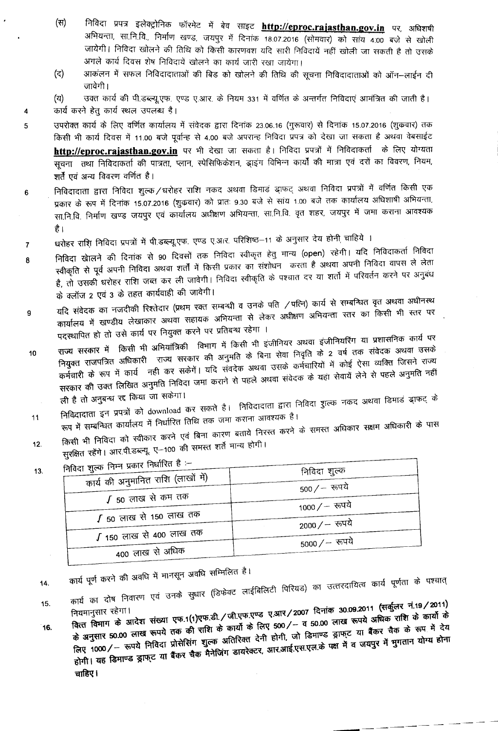(स) निविदा प्रपत्र इलेक्ट्रोनिक फॉरमेट में बेव साइट **http://eproc.rajasthan.gov.in** पर, अधिशषी अभियन्ता, सा.नि.वि., निर्माण खण्ड, जयपुर में दिनांक 18.07.2016 (सोमवार) को सांय 4:00 बजे से खोली जायेगी। निविदा खोलने की तिथि को किसी कारणवश यदि सारी निविदायें नहीं खोली जा सकती है तो उसके अगले कार्य दिवस शेष निविदायें खोलने का कार्य जारी रखा जायेगा।

(द) आकंलन में सफल निविदादाताओं की बिड को खोलने की तिथि की सूचना निविदादाताओं को ऑन–लाईन दी जावेगी।

(य) उक्त कार्य की पी.डब्ल्यू.एफ. एण्ड ए.आर. के नियम 331 में वर्णित के अन्तर्गत निविदाएं आमंत्रित की जाती है।

4. कार्य करने हेतु कार्य स्थल उपलब्ध है।

5. उपरोक्त कार्य के लिए वर्णित कार्यालय में संवेदक द्वारा दिनांक 23.06.16 (गुरूवार) से दिनांक 15.07.2016 (शुक्रवार) तक किसी भी कार्य दिवस में 11.00 बजे पूर्वान्ह से 4.00 बजे अपरान्ह निविदा प्रपत्र को देखा जा सकता है अथवा वेबसाईट **http://eproc.rajasthan.gov.in** पर भी देखा जा सकता है। निविदा प्रपत्रों में निविदाकर्ता के लिए योग्यता सूचना तथा निविदाकर्ता की पात्रता, प्लान, स्पेसिफिकेशन, ड्राइंग विभिन्न कार्यों की मात्रा एवं दरों का विवरण, नियम, शर्तें एवं अन्य विवरण वर्णित है।

6. निविदादाता द्वारा निविदा शुल्क/धरोहर राशि नकद अथवा डिमाडं ड्राफट् अथवा निविदा प्रपत्रों में वर्णित किसी एक प्रकार के रूप में दिनांक 15.07.2016 (शुक्रवार) को प्रातः 9.30 बजे से सांय 1.00 बजे तक कार्यालय अधिशाषी अभियन्ता, सा.नि.वि. निर्माण खण्ड जयपुर एवं कार्यालय अधीक्षण अभियन्ता, सा.नि.वि. वृत शहर, जयपुर में जमा कराना आवश्यक है।

7. धरोहर राशि निविदा प्रपत्रों में पी.डब्ल्यू.एफ. एण्ड ए.आर. परिशिष्ठ–11 के अनुसार देय होनी चाहिये ।

8. निविदा खोलने की दिनांक से 90 दिवसों तक निविदा स्वीकृत हेतु मान्य (open) रहेगी। यदि निविदाकर्ता निविदा स्वीकृति से पूर्व अपनी निविदा अथवा शर्तों में किसी प्रकार का संशोधन करता है अथवा अपनी निविदा वापस ले लेता है, तो उसकी धरोहर राशि जब्त कर ली जावेगी। निविदा स्वीकृति के पश्चात दर या शर्तो में परिवर्तन करने पर अनुबंध के क्लॉज 2 एवं 3 के तहत कार्यवाही की जावेगी।

9. यदि संवेदक का नजदीकी रिश्तेदार (प्रथम रक्त सम्बन्धी व उनके पति /पत्नि) कार्य से सम्बन्धित वृत अथवा अधीनस्थ कार्यालय में खण्डीय लेखाकार अथवा सहायक अभियन्ता से लेकर अधीक्षण अभियन्ता स्तर का किसी भी स्तर पर पदस्थापित हो तो उसे कार्य पर नियुक्त करने पर प्रतिबन्ध रहेगा ।

10. राज्य सरकार में किसी भी अभियांत्रिकी विभाग में किसी भी इंजीनियर अथवा इंजीनियरिंग या प्रशासनिक कार्य पर नियुक्त राजपत्रित अधिकारी राज्य सरकार की अनुमति के बिना सेवा निवृति के 2 वर्ष तक संवेदक अथवा उसके कर्मचारी के रूप में कार्य नहीं कर सकेगें। यदि संवदेक अथवा उसके कर्मचारियों में कोई ऐसा व्यक्ति जिसने राज्य सरकार की उक्त लिखित अनुमति निविदा जमा कराने से पहले अथवा संवेदक के यहा सेवायें लेने से पहले अनुमति नहीं ली है तो अनुबन्ध रद्द किया जा सकेगा।

11. निविदादाता इन प्रपत्रों को download कर सकते है। निविदादाता द्वारा निविदा शुल्क नकद अथवा डिमाडं ड्राफट् के रूप में सम्बन्धित कार्यालय में निर्धारित तिथि तक जमा कराना आवश्यक है।

12. किसी भी निविदा को स्वीकार करने एवं बिना कारण बताये निरस्त करने के समस्त अधिकार सक्षम अधिकारी के पास सुरक्षित रहेंगे। आर.पी.डब्ल्यू. ए–100 की समस्त शर्ते मान्य होगी।

13. निविदा शुल्क निम्न प्रकार निर्धारित है :–

| कार्य की अनुमानित राशि (लाखों में) | निविदा शुल्क |
|---|---|
| ∫ 50 लाख से कम तक | 500/– रूपये |
| ∫ 50 लाख से 150 लाख तक | 1000/– रूपये |
| ∫ 150 लाख से 400 लाख तक | 2000/– रूपये |
| 400 लाख से अधिक | 5000/– रूपये |

14. कार्य पूर्ण करने की अवधि में मानसून अवधि सम्मिलित है।

15. कार्य का दोष निवारण एवं उनके सुधार (डिफेक्ट लाईबिलिटी पिरियड) का उत्तरदायित्व कार्य पूर्णता के पश्चात् नियमानुसार रहेगा।

16. **वित्त विभाग के आदेश संख्या एफ.1(1)एफ.डी./जी.एफ.एण्ड ए.आर/2007 दिनांक 30.09.2011 (सर्कुलर नं.19/2011) के अनुसार 50.00 लाख रूपये तक की राशि के कार्यो के लिए 500/– व 50.00 लाख रूपये अधिक राशि के कार्यो के लिए 1000/– रूपये निविदा प्रोसेसिंग शुल्क अतिरिक्त देनी होगी, जो डिमाण्ड ड्राफट या बैंकर चैक के रूप में देय होगी। यह डिमाण्ड ड्राफट या बैंकर चैक मैनेजिंग डायरेक्टर, आर.आई.एस.एल.के पक्ष में व जयपुर में भुगतान योग्य होना चाहिए।**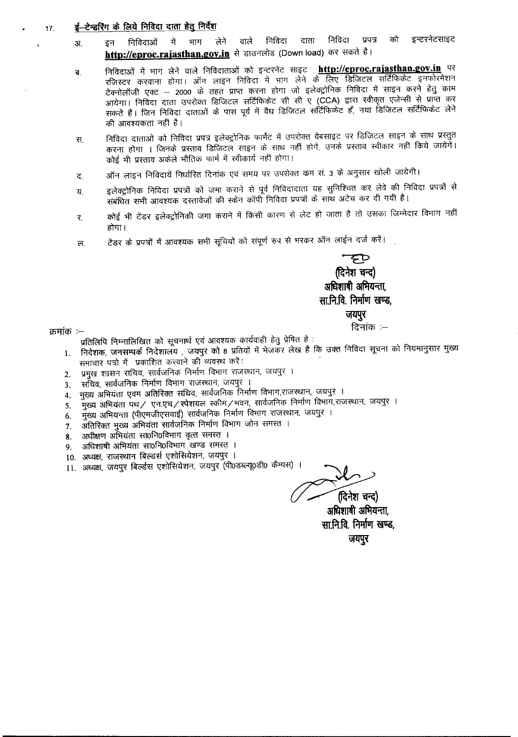17. **ई–टेन्डरिंग के लिये निविदा दाता हेतु निर्देश**

अ. इन निविदाओं में भाग लेने वाले निविदा दाता निविदा प्रपत्र को इन्टरनेटसाइट **http://eproc.rajasthan.gov.in** से डाउनलोड (Down load) कर सकते है।

ब. निविदाओं में भाग लेने वाले निविदाताओं को इन्टरनेट साइट **http://eproc.rajasthan.gov.in** पर रजिस्टर करवाना होगा। ऑन लाइन निविदा में भाग लेने के लिए डिजिटल सर्टिफिकेट इनफोरमेशन टेक्नोलॉजी एक्ट – 2000 के तहत प्राप्त करना होगा जो इलेक्ट्रोनिक निविदा में साइन करने हेतु काम आयेगा। निविदा दाता उपरोक्त डिजिटल सर्टिफिकेट सी सी ए (CCA) द्वारा स्वीकृत एजेन्सी से प्राप्त कर सकते है। जिन निविदा दाताओं के पास पूर्व में वैध डिजिटल सर्टिफिकेट हैं, नया डिजिटल सर्टिफिकेट लेने की आवश्यकता नहीं है।

स. निविदा दाताओं को निविदा प्रपत्र इलेक्ट्रोनिक फार्मेट में उपरोक्त वेबसाइट पर डिजिटल साइन के साथ प्रस्तुत करना होगा । जिनके प्रस्ताव डिजिटल साइन के साथ नहीं होगें, उनके प्रस्ताव स्वीकार नहीं किये जायेगें। कोई भी प्रस्ताव अकेले भौतिक फार्म में स्वीकार्य नहीं होगा।

द. ऑन लाइन निविदायें निर्धारित दिनांक एवं समय पर उपरोक्त क्रम सं. 3 के अनुसार खोली जायेगी।

य. इलेक्ट्रोनिक निविदा प्रपत्रों को जमा कराने से पूर्व निविदादाता यह सुनिश्चित कर लेवे की निविदा प्रपत्रों से संबंधित सभी आवश्यक दस्तावेजों की स्केन कॉपी निविदा प्रपत्रों के साथ अटेच कर दी गयी है।

र. कोई भी टेंडर इलेक्ट्रोनिकी जमा कराने में किसी कारण से लेट हो जाता है तो उसका जिम्मेदार विभाग नहीं होगा।

ल. टेंडर के प्रपत्रों में आवश्यक सभी सूचियों को संपूर्ण रुप से भरकर ऑन लाईन दर्ज करें।

**(दिनेश चन्द)**
**अधिशाषी अभियन्ता,**
**सा.नि.वि. निर्माण खण्ड,**
**जयपुर**

क्रमांक :–

दिनांक :–

प्रतिलिपि निम्नालिखित को सूचनार्थ एवं आवश्यक कार्यवाही हेतु प्रेषित है :

1. **निदेशक, जनसम्पर्क** निदेशालय , जयपुर को 8 प्रतियों में भेजकर लेख है कि उक्त निविदा सूचना को नियमानुसार मुख्य समाचार पत्रो में प्रकाशित करवाने की व्यवस्थ करें।
2. प्रमुख शासन सचिव, सार्वजनिक निर्माण विभाग राजस्थान, जयपुर ।
3. सचिव, सार्वजनिक निर्माण विभाग राजस्थान, जयपुर ।
4. मुख्य अभियंता एवम अतिरिक्त सचिव, सार्वजनिक निर्माण विभाग,राजस्थान, जयपुर ।
5. मुख्य अभियंता पथ/ एन.एच/स्पेशयल स्कीम/भवन, सार्वजनिक निर्माण विभाग,राजस्थान, जयपुर ।
6. मुख्य अभियन्ता (पीएमजीएसवाई) सार्वजनिक निर्माण विभाग राजस्थान, जयपुर ।
7. अतिरिक्त मुख्य अभियंता सार्वजनिक निर्माण विभाग जोन समस्त ।
8. अधीक्षण अभियंता सा0नि0विभाग वृत्त समस्त ।
9. अधिशाषी अभियंता सा0नि0विभाग खण्ड समस्त ।
10. अध्यक्ष, राजस्थान बिल्डर्स एशोसियेशन, जयपुर ।
11. अध्यक्ष, जयपुर बिर्ल्डस एशोसियेशन, जयपुर (पी0डब्ल्यू0डी0 कैम्पस) ।

**(दिनेश चन्द)**
**अधिशाषी अभियन्ता,**
**सा.नि.वि. निर्माण खण्ड,**
**जयपुर**